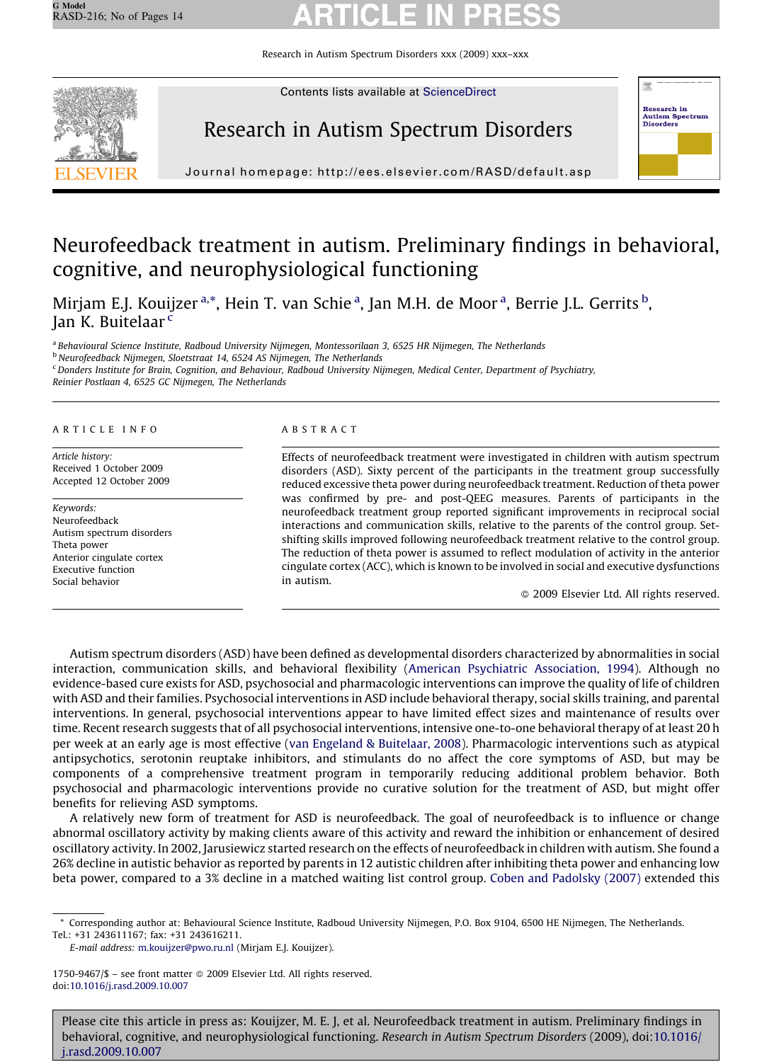# Neurofeedback treatment in autism. Preliminary findings in behavioral, cognitive, and neurophysiological functioning

Mirjam E.J. Kouijzer [a,*], Hein T. van Schie [a], Jan M.H. de Moor [a], Berrie J.L. Gerrits [b], Jan K. Buitelaar [c]

[a] Behavioural Science Institute, Radboud University Nijmegen, Montessorilaan 3, 6525 HR Nijmegen, The Netherlands
[b] Neurofeedback Nijmegen, Sloetstraat 14, 6524 AS Nijmegen, The Netherlands
[c] Donders Institute for Brain, Cognition, and Behaviour, Radboud University Nijmegen, Medical Center, Department of Psychiatry, Reinier Postlaan 4, 6525 GC Nijmegen, The Netherlands

## ARTICLE INFO

*Article history:*
Received 1 October 2009
Accepted 12 October 2009

*Keywords:*
Neurofeedback
Autism spectrum disorders
Theta power
Anterior cingulate cortex
Executive function
Social behavior

## ABSTRACT

Effects of neurofeedback treatment were investigated in children with autism spectrum disorders (ASD). Sixty percent of the participants in the treatment group successfully reduced excessive theta power during neurofeedback treatment. Reduction of theta power was confirmed by pre- and post-QEEG measures. Parents of participants in the neurofeedback treatment group reported significant improvements in reciprocal social interactions and communication skills, relative to the parents of the control group. Set-shifting skills improved following neurofeedback treatment relative to the control group. The reduction of theta power is assumed to reflect modulation of activity in the anterior cingulate cortex (ACC), which is known to be involved in social and executive dysfunctions in autism.

© 2009 Elsevier Ltd. All rights reserved.

Autism spectrum disorders (ASD) have been defined as developmental disorders characterized by abnormalities in social interaction, communication skills, and behavioral flexibility (American Psychiatric Association, 1994). Although no evidence-based cure exists for ASD, psychosocial and pharmacologic interventions can improve the quality of life of children with ASD and their families. Psychosocial interventions in ASD include behavioral therapy, social skills training, and parental interventions. In general, psychosocial interventions appear to have limited effect sizes and maintenance of results over time. Recent research suggests that of all psychosocial interventions, intensive one-to-one behavioral therapy of at least 20 h per week at an early age is most effective (van Engeland & Buitelaar, 2008). Pharmacologic interventions such as atypical antipsychotics, serotonin reuptake inhibitors, and stimulants do no affect the core symptoms of ASD, but may be components of a comprehensive treatment program in temporarily reducing additional problem behavior. Both psychosocial and pharmacologic interventions provide no curative solution for the treatment of ASD, but might offer benefits for relieving ASD symptoms.

A relatively new form of treatment for ASD is neurofeedback. The goal of neurofeedback is to influence or change abnormal oscillatory activity by making clients aware of this activity and reward the inhibition or enhancement of desired oscillatory activity. In 2002, Jarusiewicz started research on the effects of neurofeedback in children with autism. She found a 26% decline in autistic behavior as reported by parents in 12 autistic children after inhibiting theta power and enhancing low beta power, compared to a 3% decline in a matched waiting list control group. Coben and Padolsky (2007) extended this

---

* Corresponding author at: Behavioural Science Institute, Radboud University Nijmegen, P.O. Box 9104, 6500 HE Nijmegen, The Netherlands. Tel.: +31 243611167; fax: +31 243616211.
*E-mail address:* m.kouijzer@pwo.ru.nl (Mirjam E.J. Kouijzer).

1750-9467/$ – see front matter © 2009 Elsevier Ltd. All rights reserved.
doi:10.1016/j.rasd.2009.10.007

Please cite this article in press as: Kouijzer, M. E. J, et al. Neurofeedback treatment in autism. Preliminary findings in behavioral, cognitive, and neurophysiological functioning. *Research in Autism Spectrum Disorders* (2009), doi:10.1016/j.rasd.2009.10.007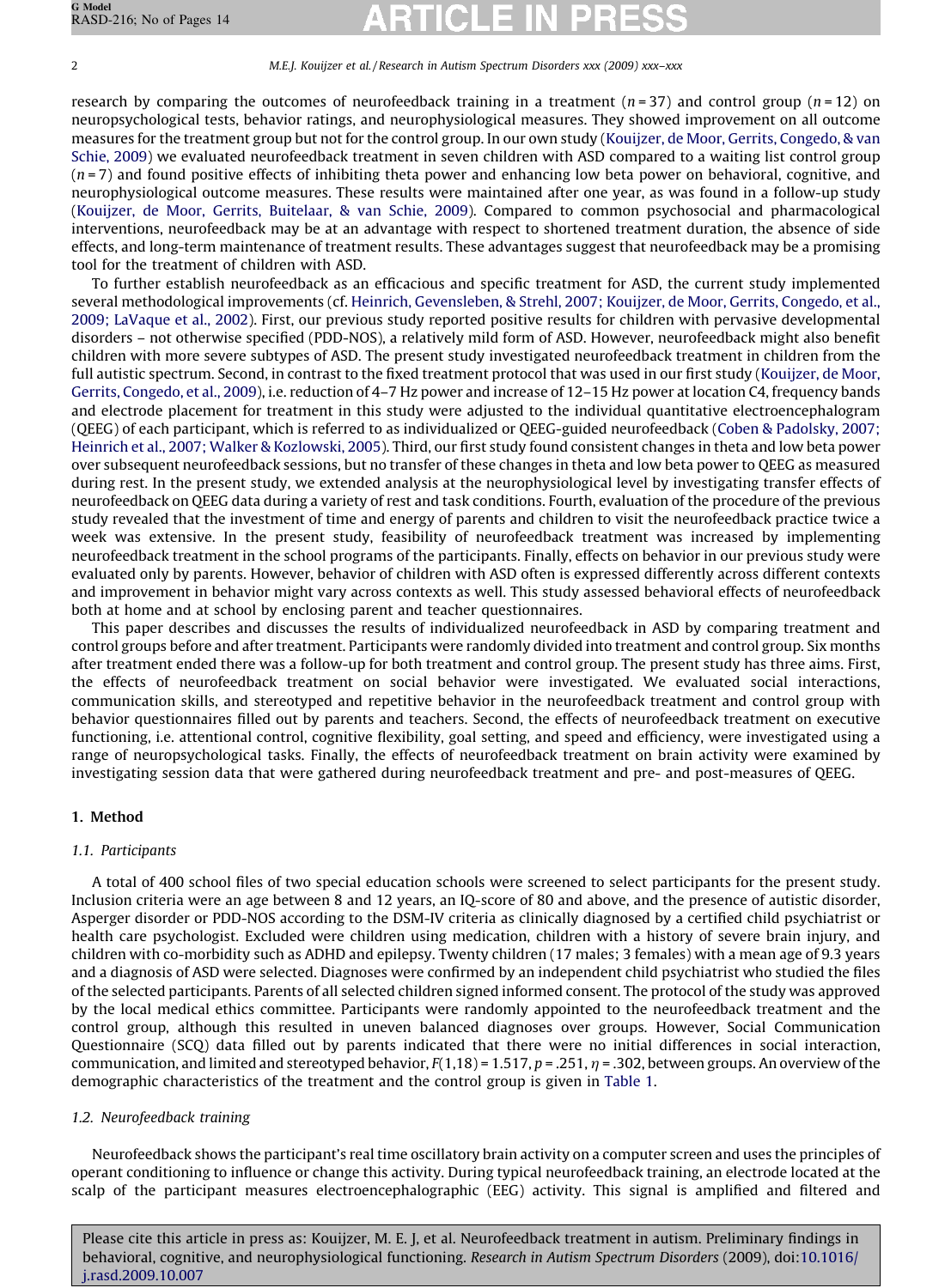research by comparing the outcomes of neurofeedback training in a treatment ($n = 37$) and control group ($n = 12$) on neuropsychological tests, behavior ratings, and neurophysiological measures. They showed improvement on all outcome measures for the treatment group but not for the control group. In our own study (Kouijzer, de Moor, Gerrits, Congedo, & van Schie, 2009) we evaluated neurofeedback treatment in seven children with ASD compared to a waiting list control group ($n = 7$) and found positive effects of inhibiting theta power and enhancing low beta power on behavioral, cognitive, and neurophysiological outcome measures. These results were maintained after one year, as was found in a follow-up study (Kouijzer, de Moor, Gerrits, Buitelaar, & van Schie, 2009). Compared to common psychosocial and pharmacological interventions, neurofeedback may be at an advantage with respect to shortened treatment duration, the absence of side effects, and long-term maintenance of treatment results. These advantages suggest that neurofeedback may be a promising tool for the treatment of children with ASD.

To further establish neurofeedback as an efficacious and specific treatment for ASD, the current study implemented several methodological improvements (cf. Heinrich, Gevensleben, & Strehl, 2007; Kouijzer, de Moor, Gerrits, Congedo, et al., 2009; LaVaque et al., 2002). First, our previous study reported positive results for children with pervasive developmental disorders – not otherwise specified (PDD-NOS), a relatively mild form of ASD. However, neurofeedback might also benefit children with more severe subtypes of ASD. The present study investigated neurofeedback treatment in children from the full autistic spectrum. Second, in contrast to the fixed treatment protocol that was used in our first study (Kouijzer, de Moor, Gerrits, Congedo, et al., 2009), i.e. reduction of 4–7 Hz power and increase of 12–15 Hz power at location C4, frequency bands and electrode placement for treatment in this study were adjusted to the individual quantitative electroencephalogram (QEEG) of each participant, which is referred to as individualized or QEEG-guided neurofeedback (Coben & Padolsky, 2007; Heinrich et al., 2007; Walker & Kozlowski, 2005). Third, our first study found consistent changes in theta and low beta power over subsequent neurofeedback sessions, but no transfer of these changes in theta and low beta power to QEEG as measured during rest. In the present study, we extended analysis at the neurophysiological level by investigating transfer effects of neurofeedback on QEEG data during a variety of rest and task conditions. Fourth, evaluation of the procedure of the previous study revealed that the investment of time and energy of parents and children to visit the neurofeedback practice twice a week was extensive. In the present study, feasibility of neurofeedback treatment was increased by implementing neurofeedback treatment in the school programs of the participants. Finally, effects on behavior in our previous study were evaluated only by parents. However, behavior of children with ASD often is expressed differently across different contexts and improvement in behavior might vary across contexts as well. This study assessed behavioral effects of neurofeedback both at home and at school by enclosing parent and teacher questionnaires.

This paper describes and discusses the results of individualized neurofeedback in ASD by comparing treatment and control groups before and after treatment. Participants were randomly divided into treatment and control group. Six months after treatment ended there was a follow-up for both treatment and control group. The present study has three aims. First, the effects of neurofeedback treatment on social behavior were investigated. We evaluated social interactions, communication skills, and stereotyped and repetitive behavior in the neurofeedback treatment and control group with behavior questionnaires filled out by parents and teachers. Second, the effects of neurofeedback treatment on executive functioning, i.e. attentional control, cognitive flexibility, goal setting, and speed and efficiency, were investigated using a range of neuropsychological tasks. Finally, the effects of neurofeedback treatment on brain activity were examined by investigating session data that were gathered during neurofeedback treatment and pre- and post-measures of QEEG.

## 1. Method

### 1.1. Participants

A total of 400 school files of two special education schools were screened to select participants for the present study. Inclusion criteria were an age between 8 and 12 years, an IQ-score of 80 and above, and the presence of autistic disorder, Asperger disorder or PDD-NOS according to the DSM-IV criteria as clinically diagnosed by a certified child psychiatrist or health care psychologist. Excluded were children using medication, children with a history of severe brain injury, and children with co-morbidity such as ADHD and epilepsy. Twenty children (17 males; 3 females) with a mean age of 9.3 years and a diagnosis of ASD were selected. Diagnoses were confirmed by an independent child psychiatrist who studied the files of the selected participants. Parents of all selected children signed informed consent. The protocol of the study was approved by the local medical ethics committee. Participants were randomly appointed to the neurofeedback treatment and the control group, although this resulted in uneven balanced diagnoses over groups. However, Social Communication Questionnaire (SCQ) data filled out by parents indicated that there were no initial differences in social interaction, communication, and limited and stereotyped behavior, $F(1,18) = 1.517$, $p = .251$, $\eta = .302$, between groups. An overview of the demographic characteristics of the treatment and the control group is given in Table 1.

### 1.2. Neurofeedback training

Neurofeedback shows the participant's real time oscillatory brain activity on a computer screen and uses the principles of operant conditioning to influence or change this activity. During typical neurofeedback training, an electrode located at the scalp of the participant measures electroencephalographic (EEG) activity. This signal is amplified and filtered and

Please cite this article in press as: Kouijzer, M. E. J, et al. Neurofeedback treatment in autism. Preliminary findings in behavioral, cognitive, and neurophysiological functioning. *Research in Autism Spectrum Disorders* (2009), doi:10.1016/j.rasd.2009.10.007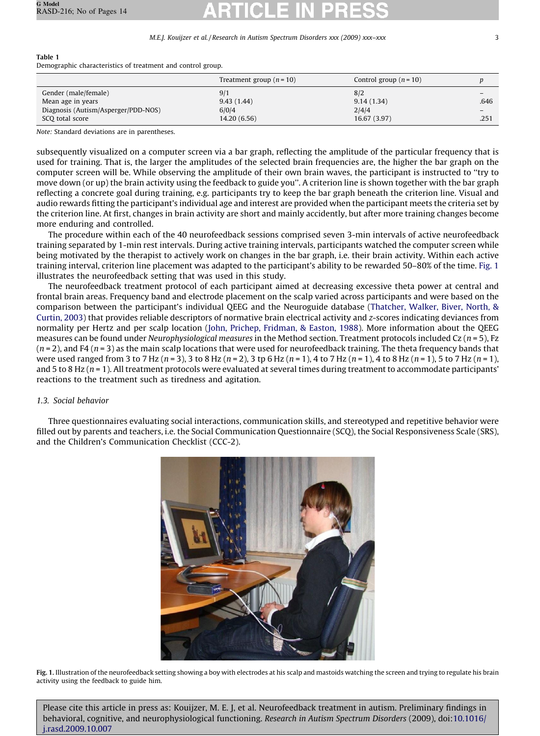**Table 1**
Demographic characteristics of treatment and control group.

| | Treatment group ($n = 10$) | Control group ($n = 10$) | $p$ |
|---|---|---|---|
| Gender (male/female) | 9/1 | 8/2 | – |
| Mean age in years | 9.43 (1.44) | 9.14 (1.34) | .646 |
| Diagnosis (Autism/Asperger/PDD-NOS) | 6/0/4 | 2/4/4 | – |
| SCQ total score | 14.20 (6.56) | 16.67 (3.97) | .251 |

*Note:* Standard deviations are in parentheses.

subsequently visualized on a computer screen via a bar graph, reflecting the amplitude of the particular frequency that is used for training. That is, the larger the amplitudes of the selected brain frequencies are, the higher the bar graph on the computer screen will be. While observing the amplitude of their own brain waves, the participant is instructed to "try to move down (or up) the brain activity using the feedback to guide you". A criterion line is shown together with the bar graph reflecting a concrete goal during training, e.g. participants try to keep the bar graph beneath the criterion line. Visual and audio rewards fitting the participant's individual age and interest are provided when the participant meets the criteria set by the criterion line. At first, changes in brain activity are short and mainly accidently, but after more training changes become more enduring and controlled.

The procedure within each of the 40 neurofeedback sessions comprised seven 3-min intervals of active neurofeedback training separated by 1-min rest intervals. During active training intervals, participants watched the computer screen while being motivated by the therapist to actively work on changes in the bar graph, i.e. their brain activity. Within each active training interval, criterion line placement was adapted to the participant's ability to be rewarded 50–80% of the time. Fig. 1 illustrates the neurofeedback setting that was used in this study.

The neurofeedback treatment protocol of each participant aimed at decreasing excessive theta power at central and frontal brain areas. Frequency band and electrode placement on the scalp varied across participants and were based on the comparison between the participant's individual QEEG and the Neuroguide database (Thatcher, Walker, Biver, North, & Curtin, 2003) that provides reliable descriptors of normative brain electrical activity and z-scores indicating deviances from normality per Hertz and per scalp location (John, Prichep, Fridman, & Easton, 1988). More information about the QEEG measures can be found under *Neurophysiological measures* in the Method section. Treatment protocols included Cz ($n = 5$), Fz ($n = 2$), and F4 ($n = 3$) as the main scalp locations that were used for neurofeedback training. The theta frequency bands that were used ranged from 3 to 7 Hz ($n = 3$), 3 to 8 Hz ($n = 2$), 3 tp 6 Hz ($n = 1$), 4 to 7 Hz ($n = 1$), 4 to 8 Hz ($n = 1$), 5 to 7 Hz ($n = 1$), and 5 to 8 Hz ($n = 1$). All treatment protocols were evaluated at several times during treatment to accommodate participants' reactions to the treatment such as tiredness and agitation.

### 1.3. Social behavior

Three questionnaires evaluating social interactions, communication skills, and stereotyped and repetitive behavior were filled out by parents and teachers, i.e. the Social Communication Questionnaire (SCQ), the Social Responsiveness Scale (SRS), and the Children's Communication Checklist (CCC-2).

**Fig. 1.** Illustration of the neurofeedback setting showing a boy with electrodes at his scalp and mastoids watching the screen and trying to regulate his brain activity using the feedback to guide him.

Please cite this article in press as: Kouijzer, M. E. J, et al. Neurofeedback treatment in autism. Preliminary findings in behavioral, cognitive, and neurophysiological functioning. *Research in Autism Spectrum Disorders* (2009), doi:10.1016/j.rasd.2009.10.007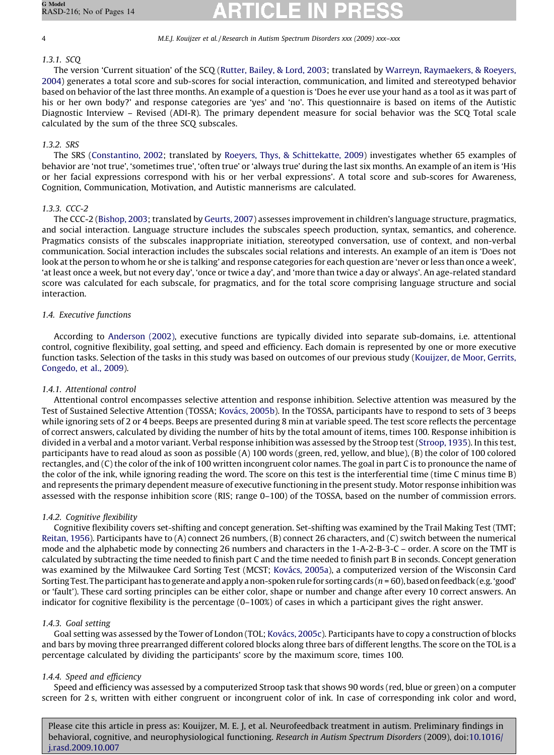#### 1.3.1. SCQ

The version 'Current situation' of the SCQ (Rutter, Bailey, & Lord, 2003; translated by Warreyn, Raymaekers, & Roeyers, 2004) generates a total score and sub-scores for social interaction, communication, and limited and stereotyped behavior based on behavior of the last three months. An example of a question is 'Does he ever use your hand as a tool as it was part of his or her own body?' and response categories are 'yes' and 'no'. This questionnaire is based on items of the Autistic Diagnostic Interview – Revised (ADI-R). The primary dependent measure for social behavior was the SCQ Total scale calculated by the sum of the three SCQ subscales.

#### 1.3.2. SRS

The SRS (Constantino, 2002; translated by Roeyers, Thys, & Schittekatte, 2009) investigates whether 65 examples of behavior are 'not true', 'sometimes true', 'often true' or 'always true' during the last six months. An example of an item is 'His or her facial expressions correspond with his or her verbal expressions'. A total score and sub-scores for Awareness, Cognition, Communication, Motivation, and Autistic mannerisms are calculated.

#### 1.3.3. CCC-2

The CCC-2 (Bishop, 2003; translated by Geurts, 2007) assesses improvement in children's language structure, pragmatics, and social interaction. Language structure includes the subscales speech production, syntax, semantics, and coherence. Pragmatics consists of the subscales inappropriate initiation, stereotyped conversation, use of context, and non-verbal communication. Social interaction includes the subscales social relations and interests. An example of an item is 'Does not look at the person to whom he or she is talking' and response categories for each question are 'never or less than once a week', 'at least once a week, but not every day', 'once or twice a day', and 'more than twice a day or always'. An age-related standard score was calculated for each subscale, for pragmatics, and for the total score comprising language structure and social interaction.

### 1.4. Executive functions

According to Anderson (2002), executive functions are typically divided into separate sub-domains, i.e. attentional control, cognitive flexibility, goal setting, and speed and efficiency. Each domain is represented by one or more executive function tasks. Selection of the tasks in this study was based on outcomes of our previous study (Kouijzer, de Moor, Gerrits, Congedo, et al., 2009).

#### 1.4.1. Attentional control

Attentional control encompasses selective attention and response inhibition. Selective attention was measured by the Test of Sustained Selective Attention (TOSSA; Kovács, 2005b). In the TOSSA, participants have to respond to sets of 3 beeps while ignoring sets of 2 or 4 beeps. Beeps are presented during 8 min at variable speed. The test score reflects the percentage of correct answers, calculated by dividing the number of hits by the total amount of items, times 100. Response inhibition is divided in a verbal and a motor variant. Verbal response inhibition was assessed by the Stroop test (Stroop, 1935). In this test, participants have to read aloud as soon as possible (A) 100 words (green, red, yellow, and blue), (B) the color of 100 colored rectangles, and (C) the color of the ink of 100 written incongruent color names. The goal in part C is to pronounce the name of the color of the ink, while ignoring reading the word. The score on this test is the interferential time (time C minus time B) and represents the primary dependent measure of executive functioning in the present study. Motor response inhibition was assessed with the response inhibition score (RIS; range 0–100) of the TOSSA, based on the number of commission errors.

#### 1.4.2. Cognitive flexibility

Cognitive flexibility covers set-shifting and concept generation. Set-shifting was examined by the Trail Making Test (TMT; Reitan, 1956). Participants have to (A) connect 26 numbers, (B) connect 26 characters, and (C) switch between the numerical mode and the alphabetic mode by connecting 26 numbers and characters in the 1-A-2-B-3-C – order. A score on the TMT is calculated by subtracting the time needed to finish part C and the time needed to finish part B in seconds. Concept generation was examined by the Milwaukee Card Sorting Test (MCST; Kovács, 2005a), a computerized version of the Wisconsin Card Sorting Test. The participant has to generate and apply a non-spoken rule for sorting cards ($n = 60$), based on feedback (e.g. 'good' or 'fault'). These card sorting principles can be either color, shape or number and change after every 10 correct answers. An indicator for cognitive flexibility is the percentage (0–100%) of cases in which a participant gives the right answer.

#### 1.4.3. Goal setting

Goal setting was assessed by the Tower of London (TOL; Kovács, 2005c). Participants have to copy a construction of blocks and bars by moving three prearranged different colored blocks along three bars of different lengths. The score on the TOL is a percentage calculated by dividing the participants' score by the maximum score, times 100.

#### 1.4.4. Speed and efficiency

Speed and efficiency was assessed by a computerized Stroop task that shows 90 words (red, blue or green) on a computer screen for 2 s, written with either congruent or incongruent color of ink. In case of corresponding ink color and word,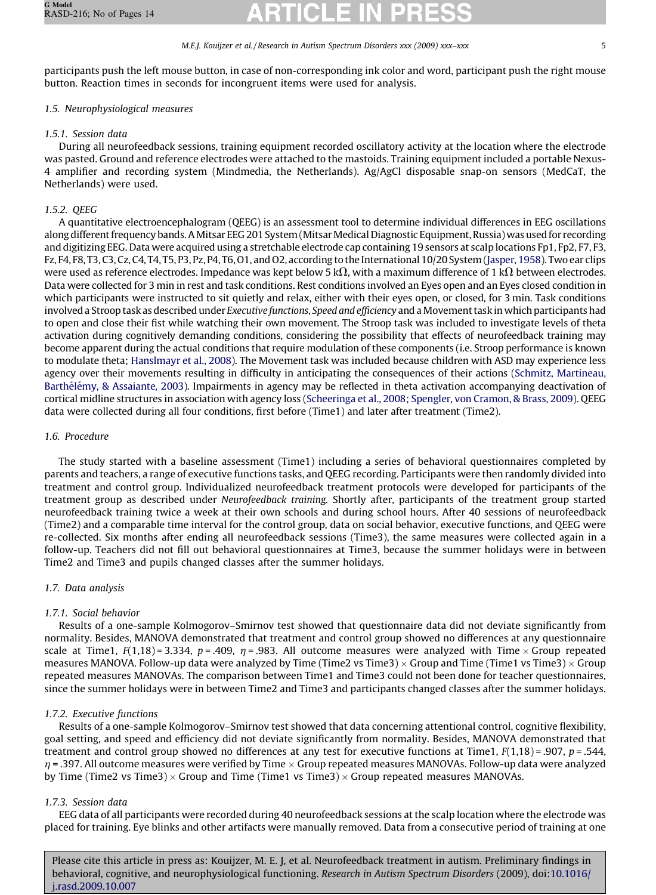participants push the left mouse button, in case of non-corresponding ink color and word, participant push the right mouse button. Reaction times in seconds for incongruent items were used for analysis.

### 1.5. Neurophysiological measures

#### 1.5.1. Session data

During all neurofeedback sessions, training equipment recorded oscillatory activity at the location where the electrode was pasted. Ground and reference electrodes were attached to the mastoids. Training equipment included a portable Nexus-4 amplifier and recording system (Mindmedia, the Netherlands). Ag/AgCl disposable snap-on sensors (MedCaT, the Netherlands) were used.

#### 1.5.2. QEEG

A quantitative electroencephalogram (QEEG) is an assessment tool to determine individual differences in EEG oscillations along different frequency bands. A Mitsar EEG 201 System (Mitsar Medical Diagnostic Equipment, Russia) was used for recording and digitizing EEG. Data were acquired using a stretchable electrode cap containing 19 sensors at scalp locations Fp1, Fp2, F7, F3, Fz, F4, F8, T3, C3, Cz, C4, T4, T5, P3, Pz, P4, T6, O1, and O2, according to the International 10/20 System (Jasper, 1958). Two ear clips were used as reference electrodes. Impedance was kept below 5 k$\Omega$, with a maximum difference of 1 k$\Omega$ between electrodes. Data were collected for 3 min in rest and task conditions. Rest conditions involved an Eyes open and an Eyes closed condition in which participants were instructed to sit quietly and relax, either with their eyes open, or closed, for 3 min. Task conditions involved a Stroop task as described under *Executive functions, Speed and efficiency* and a Movement task in which participants had to open and close their fist while watching their own movement. The Stroop task was included to investigate levels of theta activation during cognitively demanding conditions, considering the possibility that effects of neurofeedback training may become apparent during the actual conditions that require modulation of these components (i.e. Stroop performance is known to modulate theta; Hanslmayr et al., 2008). The Movement task was included because children with ASD may experience less agency over their movements resulting in difficulty in anticipating the consequences of their actions (Schmitz, Martineau, Barthélémy, & Assaiante, 2003). Impairments in agency may be reflected in theta activation accompanying deactivation of cortical midline structures in association with agency loss (Scheeringa et al., 2008; Spengler, von Cramon, & Brass, 2009). QEEG data were collected during all four conditions, first before (Time1) and later after treatment (Time2).

### 1.6. Procedure

The study started with a baseline assessment (Time1) including a series of behavioral questionnaires completed by parents and teachers, a range of executive functions tasks, and QEEG recording. Participants were then randomly divided into treatment and control group. Individualized neurofeedback treatment protocols were developed for participants of the treatment group as described under *Neurofeedback training.* Shortly after, participants of the treatment group started neurofeedback training twice a week at their own schools and during school hours. After 40 sessions of neurofeedback (Time2) and a comparable time interval for the control group, data on social behavior, executive functions, and QEEG were re-collected. Six months after ending all neurofeedback sessions (Time3), the same measures were collected again in a follow-up. Teachers did not fill out behavioral questionnaires at Time3, because the summer holidays were in between Time2 and Time3 and pupils changed classes after the summer holidays.

### 1.7. Data analysis

#### 1.7.1. Social behavior

Results of a one-sample Kolmogorov–Smirnov test showed that questionnaire data did not deviate significantly from normality. Besides, MANOVA demonstrated that treatment and control group showed no differences at any questionnaire scale at Time1, $F(1,18) = 3.334$, $p = .409$, $\eta = .983$. All outcome measures were analyzed with Time $\times$ Group repeated measures MANOVA. Follow-up data were analyzed by Time (Time2 vs Time3) $\times$ Group and Time (Time1 vs Time3) $\times$ Group repeated measures MANOVAs. The comparison between Time1 and Time3 could not been done for teacher questionnaires, since the summer holidays were in between Time2 and Time3 and participants changed classes after the summer holidays.

#### 1.7.2. Executive functions

Results of a one-sample Kolmogorov–Smirnov test showed that data concerning attentional control, cognitive flexibility, goal setting, and speed and efficiency did not deviate significantly from normality. Besides, MANOVA demonstrated that treatment and control group showed no differences at any test for executive functions at Time1, $F(1,18) = .907$, $p = .544$, $\eta = .397$. All outcome measures were verified by Time $\times$ Group repeated measures MANOVAs. Follow-up data were analyzed by Time (Time2 vs Time3) $\times$ Group and Time (Time1 vs Time3) $\times$ Group repeated measures MANOVAs.

#### 1.7.3. Session data

EEG data of all participants were recorded during 40 neurofeedback sessions at the scalp location where the electrode was placed for training. Eye blinks and other artifacts were manually removed. Data from a consecutive period of training at one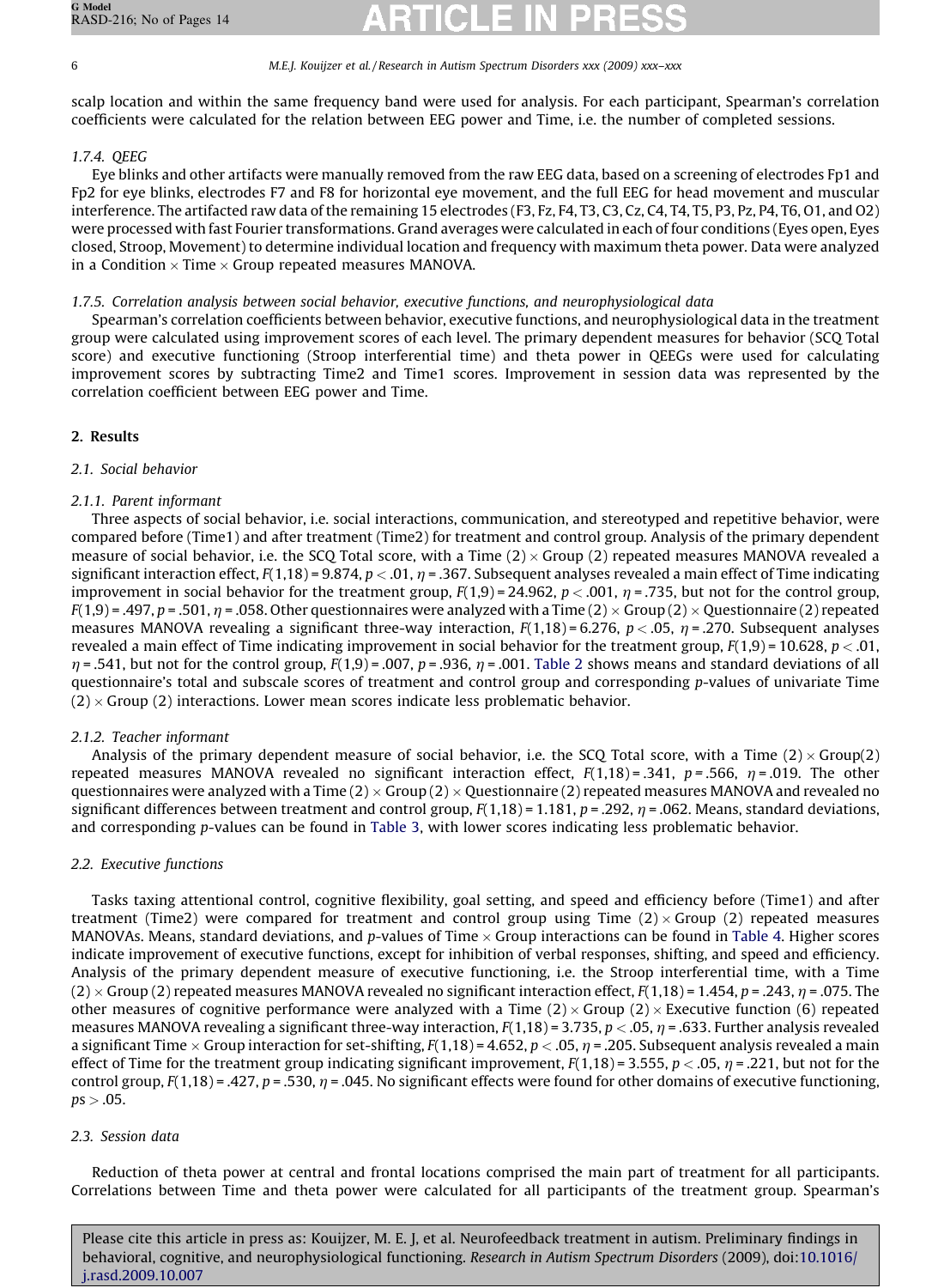scalp location and within the same frequency band were used for analysis. For each participant, Spearman's correlation coefficients were calculated for the relation between EEG power and Time, i.e. the number of completed sessions.

#### 1.7.4. QEEG

Eye blinks and other artifacts were manually removed from the raw EEG data, based on a screening of electrodes Fp1 and Fp2 for eye blinks, electrodes F7 and F8 for horizontal eye movement, and the full EEG for head movement and muscular interference. The artifacted raw data of the remaining 15 electrodes (F3, Fz, F4, T3, C3, Cz, C4, T4, T5, P3, Pz, P4, T6, O1, and O2) were processed with fast Fourier transformations. Grand averages were calculated in each of four conditions (Eyes open, Eyes closed, Stroop, Movement) to determine individual location and frequency with maximum theta power. Data were analyzed in a Condition × Time × Group repeated measures MANOVA.

#### 1.7.5. Correlation analysis between social behavior, executive functions, and neurophysiological data

Spearman's correlation coefficients between behavior, executive functions, and neurophysiological data in the treatment group were calculated using improvement scores of each level. The primary dependent measures for behavior (SCQ Total score) and executive functioning (Stroop interferential time) and theta power in QEEGs were used for calculating improvement scores by subtracting Time2 and Time1 scores. Improvement in session data was represented by the correlation coefficient between EEG power and Time.

## 2. Results

### 2.1. Social behavior

#### 2.1.1. Parent informant

Three aspects of social behavior, i.e. social interactions, communication, and stereotyped and repetitive behavior, were compared before (Time1) and after treatment (Time2) for treatment and control group. Analysis of the primary dependent measure of social behavior, i.e. the SCQ Total score, with a Time (2) × Group (2) repeated measures MANOVA revealed a significant interaction effect, $F(1,18) = 9.874$, $p < .01$, $\eta = .367$. Subsequent analyses revealed a main effect of Time indicating improvement in social behavior for the treatment group, $F(1,9) = 24.962$, $p < .001$, $\eta = .735$, but not for the control group, $F(1,9) = .497$, $p = .501$, $\eta = .058$. Other questionnaires were analyzed with a Time (2) × Group (2) × Questionnaire (2) repeated measures MANOVA revealing a significant three-way interaction, $F(1,18) = 6.276$, $p < .05$, $\eta = .270$. Subsequent analyses revealed a main effect of Time indicating improvement in social behavior for the treatment group, $F(1,9) = 10.628$, $p < .01$, $\eta = .541$, but not for the control group, $F(1,9) = .007$, $p = .936$, $\eta = .001$. Table 2 shows means and standard deviations of all questionnaire's total and subscale scores of treatment and control group and corresponding $p$-values of univariate Time (2) × Group (2) interactions. Lower mean scores indicate less problematic behavior.

#### 2.1.2. Teacher informant

Analysis of the primary dependent measure of social behavior, i.e. the SCQ Total score, with a Time (2) × Group(2) repeated measures MANOVA revealed no significant interaction effect, $F(1,18) = .341$, $p = .566$, $\eta = .019$. The other questionnaires were analyzed with a Time (2) × Group (2) × Questionnaire (2) repeated measures MANOVA and revealed no significant differences between treatment and control group, $F(1,18) = 1.181$, $p = .292$, $\eta = .062$. Means, standard deviations, and corresponding $p$-values can be found in Table 3, with lower scores indicating less problematic behavior.

### 2.2. Executive functions

Tasks taxing attentional control, cognitive flexibility, goal setting, and speed and efficiency before (Time1) and after treatment (Time2) were compared for treatment and control group using Time (2) × Group (2) repeated measures MANOVAs. Means, standard deviations, and $p$-values of Time × Group interactions can be found in Table 4. Higher scores indicate improvement of executive functions, except for inhibition of verbal responses, shifting, and speed and efficiency. Analysis of the primary dependent measure of executive functioning, i.e. the Stroop interferential time, with a Time (2) × Group (2) repeated measures MANOVA revealed no significant interaction effect, $F(1,18) = 1.454$, $p = .243$, $\eta = .075$. The other measures of cognitive performance were analyzed with a Time (2) × Group (2) × Executive function (6) repeated measures MANOVA revealing a significant three-way interaction, $F(1,18) = 3.735$, $p < .05$, $\eta = .633$. Further analysis revealed a significant Time × Group interaction for set-shifting, $F(1,18) = 4.652$, $p < .05$, $\eta = .205$. Subsequent analysis revealed a main effect of Time for the treatment group indicating significant improvement, $F(1,18) = 3.555$, $p < .05$, $\eta = .221$, but not for the control group, $F(1,18) = .427$, $p = .530$, $\eta = .045$. No significant effects were found for other domains of executive functioning, $ps > .05$.

### 2.3. Session data

Reduction of theta power at central and frontal locations comprised the main part of treatment for all participants. Correlations between Time and theta power were calculated for all participants of the treatment group. Spearman's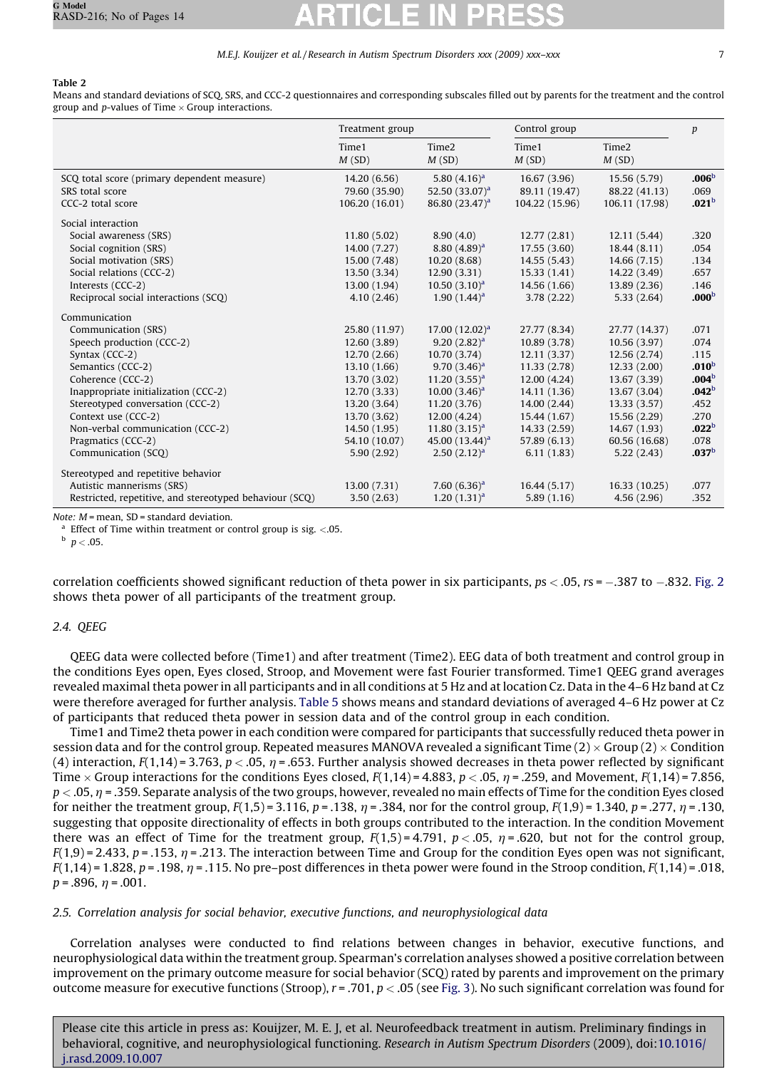**Table 2**
Means and standard deviations of SCQ, SRS, and CCC-2 questionnaires and corresponding subscales filled out by parents for the treatment and the control group and *p*-values of Time × Group interactions.

| | Treatment group | | Control group | | *p* |
|---|---|---|---|---|---|
| | Time1 *M* (SD) | Time2 *M* (SD) | Time1 *M* (SD) | Time2 *M* (SD) | |
| SCQ total score (primary dependent measure) | 14.20 (6.56) | 5.80 (4.16)[a] | 16.67 (3.96) | 15.56 (5.79) | **.006**[b] |
| SRS total score | 79.60 (35.90) | 52.50 (33.07)[a] | 89.11 (19.47) | 88.22 (41.13) | .069 |
| CCC-2 total score | 106.20 (16.01) | 86.80 (23.47)[a] | 104.22 (15.96) | 106.11 (17.98) | **.021**[b] |
| Social interaction | | | | | |
| Social awareness (SRS) | 11.80 (5.02) | 8.90 (4.0) | 12.77 (2.81) | 12.11 (5.44) | .320 |
| Social cognition (SRS) | 14.00 (7.27) | 8.80 (4.89)[a] | 17.55 (3.60) | 18.44 (8.11) | .054 |
| Social motivation (SRS) | 15.00 (7.48) | 10.20 (8.68) | 14.55 (5.43) | 14.66 (7.15) | .134 |
| Social relations (CCC-2) | 13.50 (3.34) | 12.90 (3.31) | 15.33 (1.41) | 14.22 (3.49) | .657 |
| Interests (CCC-2) | 13.00 (1.94) | 10.50 (3.10)[a] | 14.56 (1.66) | 13.89 (2.36) | .146 |
| Reciprocal social interactions (SCQ) | 4.10 (2.46) | 1.90 (1.44)[a] | 3.78 (2.22) | 5.33 (2.64) | **.000**[b] |
| Communication | | | | | |
| Communication (SRS) | 25.80 (11.97) | 17.00 (12.02)[a] | 27.77 (8.34) | 27.77 (14.37) | .071 |
| Speech production (CCC-2) | 12.60 (3.89) | 9.20 (2.82)[a] | 10.89 (3.78) | 10.56 (3.97) | .074 |
| Syntax (CCC-2) | 12.70 (2.66) | 10.70 (3.74) | 12.11 (3.37) | 12.56 (2.74) | .115 |
| Semantics (CCC-2) | 13.10 (1.66) | 9.70 (3.46)[a] | 11.33 (2.78) | 12.33 (2.00) | **.010**[b] |
| Coherence (CCC-2) | 13.70 (3.02) | 11.20 (3.55)[a] | 12.00 (4.24) | 13.67 (3.39) | **.004**[b] |
| Inappropriate initialization (CCC-2) | 12.70 (3.33) | 10.00 (3.46)[a] | 14.11 (1.36) | 13.67 (3.04) | **.042**[b] |
| Stereotyped conversation (CCC-2) | 13.20 (3.64) | 11.20 (3.76) | 14.00 (2.44) | 13.33 (3.57) | .452 |
| Context use (CCC-2) | 13.70 (3.62) | 12.00 (4.24) | 15.44 (1.67) | 15.56 (2.29) | .270 |
| Non-verbal communication (CCC-2) | 14.50 (1.95) | 11.80 (3.15)[a] | 14.33 (2.59) | 14.67 (1.93) | **.022**[b] |
| Pragmatics (CCC-2) | 54.10 (10.07) | 45.00 (13.44)[a] | 57.89 (6.13) | 60.56 (16.68) | .078 |
| Communication (SCQ) | 5.90 (2.92) | 2.50 (2.12)[a] | 6.11 (1.83) | 5.22 (2.43) | **.037**[b] |
| Stereotyped and repetitive behavior | | | | | |
| Autistic mannerisms (SRS) | 13.00 (7.31) | 7.60 (6.36)[a] | 16.44 (5.17) | 16.33 (10.25) | .077 |
| Restricted, repetitive, and stereotyped behaviour (SCQ) | 3.50 (2.63) | 1.20 (1.31)[a] | 5.89 (1.16) | 4.56 (2.96) | .352 |

*Note*: *M* = mean, SD = standard deviation.
[a] Effect of Time within treatment or control group is sig. <.05.
[b] $p < .05$.

correlation coefficients showed significant reduction of theta power in six participants, $ps < .05$, $rs = -.387$ to $-.832$. Fig. 2 shows theta power of all participants of the treatment group.

### 2.4. QEEG

QEEG data were collected before (Time1) and after treatment (Time2). EEG data of both treatment and control group in the conditions Eyes open, Eyes closed, Stroop, and Movement were fast Fourier transformed. Time1 QEEG grand averages revealed maximal theta power in all participants and in all conditions at 5 Hz and at location Cz. Data in the 4–6 Hz band at Cz were therefore averaged for further analysis. Table 5 shows means and standard deviations of averaged 4–6 Hz power at Cz of participants that reduced theta power in session data and of the control group in each condition.

Time1 and Time2 theta power in each condition were compared for participants that successfully reduced theta power in session data and for the control group. Repeated measures MANOVA revealed a significant Time (2) × Group (2) × Condition (4) interaction, $F(1,14) = 3.763$, $p < .05$, $\eta = .653$. Further analysis showed decreases in theta power reflected by significant Time × Group interactions for the conditions Eyes closed, $F(1,14) = 4.883$, $p < .05$, $\eta = .259$, and Movement, $F(1,14) = 7.856$, $p < .05$, $\eta = .359$. Separate analysis of the two groups, however, revealed no main effects of Time for the condition Eyes closed for neither the treatment group, $F(1,5) = 3.116$, $p = .138$, $\eta = .384$, nor for the control group, $F(1,9) = 1.340$, $p = .277$, $\eta = .130$, suggesting that opposite directionality of effects in both groups contributed to the interaction. In the condition Movement there was an effect of Time for the treatment group, $F(1,5) = 4.791$, $p < .05$, $\eta = .620$, but not for the control group, $F(1,9) = 2.433$, $p = .153$, $\eta = .213$. The interaction between Time and Group for the condition Eyes open was not significant, $F(1,14) = 1.828$, $p = .198$, $\eta = .115$. No pre–post differences in theta power were found in the Stroop condition, $F(1,14) = .018$, $p = .896$, $\eta = .001$.

### 2.5. Correlation analysis for social behavior, executive functions, and neurophysiological data

Correlation analyses were conducted to find relations between changes in behavior, executive functions, and neurophysiological data within the treatment group. Spearman's correlation analyses showed a positive correlation between improvement on the primary outcome measure for social behavior (SCQ) rated by parents and improvement on the primary outcome measure for executive functions (Stroop), $r = .701$, $p < .05$ (see Fig. 3). No such significant correlation was found for

Please cite this article in press as: Kouijzer, M. E. J, et al. Neurofeedback treatment in autism. Preliminary findings in behavioral, cognitive, and neurophysiological functioning. *Research in Autism Spectrum Disorders* (2009), doi:10.1016/j.rasd.2009.10.007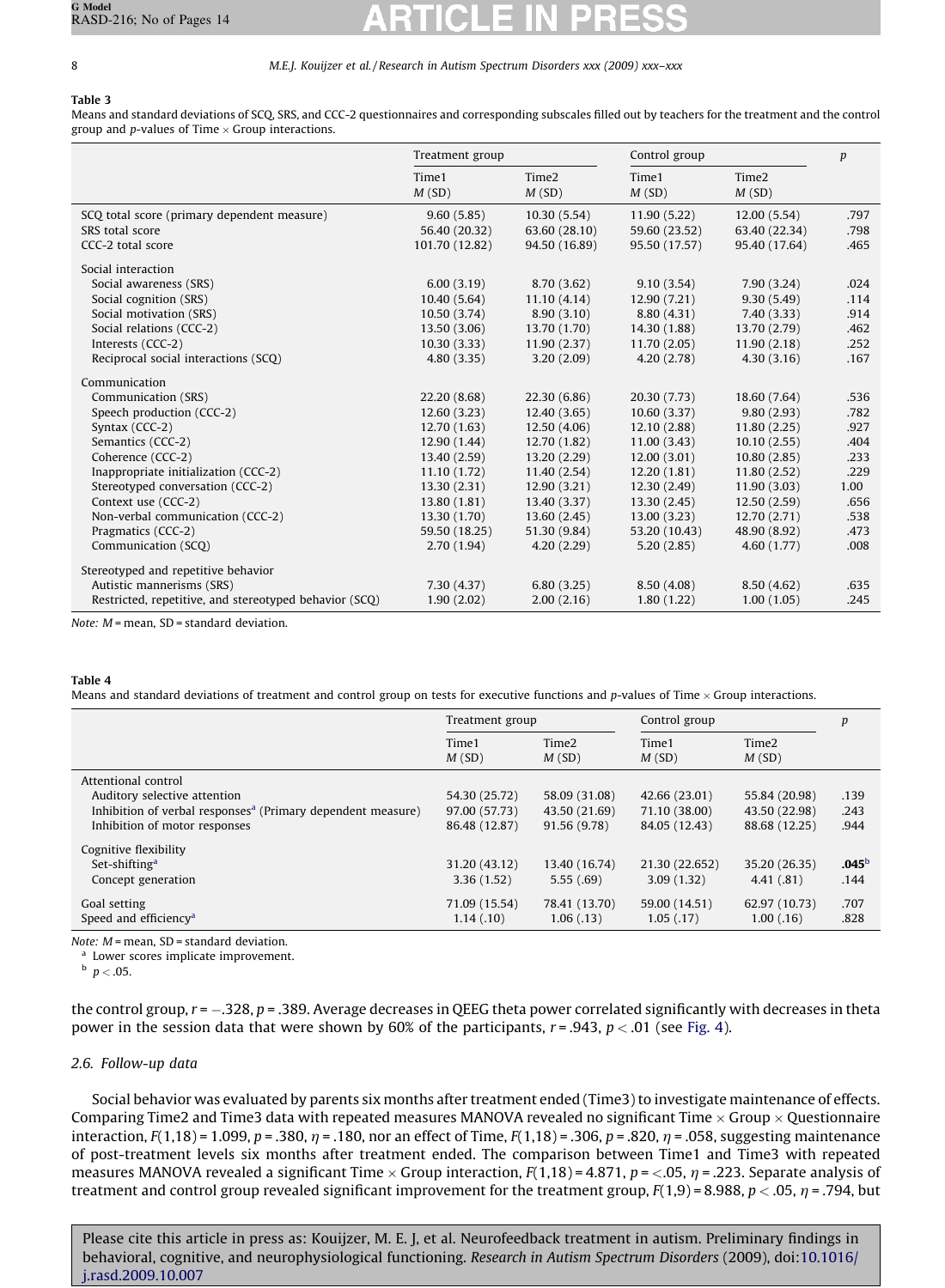**Table 3**
Means and standard deviations of SCQ, SRS, and CCC-2 questionnaires and corresponding subscales filled out by teachers for the treatment and the control group and p-values of Time × Group interactions.

| | Treatment group | | Control group | | p |
|---|---|---|---|---|---|
| | Time1 M (SD) | Time2 M (SD) | Time1 M (SD) | Time2 M (SD) | |
| SCQ total score (primary dependent measure) | 9.60 (5.85) | 10.30 (5.54) | 11.90 (5.22) | 12.00 (5.54) | .797 |
| SRS total score | 56.40 (20.32) | 63.60 (28.10) | 59.60 (23.52) | 63.40 (22.34) | .798 |
| CCC-2 total score | 101.70 (12.82) | 94.50 (16.89) | 95.50 (17.57) | 95.40 (17.64) | .465 |
| Social interaction | | | | | |
| Social awareness (SRS) | 6.00 (3.19) | 8.70 (3.62) | 9.10 (3.54) | 7.90 (3.24) | .024 |
| Social cognition (SRS) | 10.40 (5.64) | 11.10 (4.14) | 12.90 (7.21) | 9.30 (5.49) | .114 |
| Social motivation (SRS) | 10.50 (3.74) | 8.90 (3.10) | 8.80 (4.31) | 7.40 (3.33) | .914 |
| Social relations (CCC-2) | 13.50 (3.06) | 13.70 (1.70) | 14.30 (1.88) | 13.70 (2.79) | .462 |
| Interests (CCC-2) | 10.30 (3.33) | 11.90 (2.37) | 11.70 (2.05) | 11.90 (2.18) | .252 |
| Reciprocal social interactions (SCQ) | 4.80 (3.35) | 3.20 (2.09) | 4.20 (2.78) | 4.30 (3.16) | .167 |
| Communication | | | | | |
| Communication (SRS) | 22.20 (8.68) | 22.30 (6.86) | 20.30 (7.73) | 18.60 (7.64) | .536 |
| Speech production (CCC-2) | 12.60 (3.23) | 12.40 (3.65) | 10.60 (3.37) | 9.80 (2.93) | .782 |
| Syntax (CCC-2) | 12.70 (1.63) | 12.50 (4.06) | 12.10 (2.88) | 11.80 (2.25) | .927 |
| Semantics (CCC-2) | 12.90 (1.44) | 12.70 (1.82) | 11.00 (3.43) | 10.10 (2.55) | .404 |
| Coherence (CCC-2) | 13.40 (2.59) | 13.20 (2.29) | 12.00 (3.01) | 10.80 (2.85) | .233 |
| Inappropriate initialization (CCC-2) | 11.10 (1.72) | 11.40 (2.54) | 12.20 (1.81) | 11.80 (2.52) | .229 |
| Stereotyped conversation (CCC-2) | 13.30 (2.31) | 12.90 (3.21) | 12.30 (2.49) | 11.90 (3.03) | 1.00 |
| Context use (CCC-2) | 13.80 (1.81) | 13.40 (3.37) | 13.30 (2.45) | 12.50 (2.59) | .656 |
| Non-verbal communication (CCC-2) | 13.30 (1.70) | 13.60 (2.45) | 13.00 (3.23) | 12.70 (2.71) | .538 |
| Pragmatics (CCC-2) | 59.50 (18.25) | 51.30 (9.84) | 53.20 (10.43) | 48.90 (8.92) | .473 |
| Communication (SCQ) | 2.70 (1.94) | 4.20 (2.29) | 5.20 (2.85) | 4.60 (1.77) | .008 |
| Stereotyped and repetitive behavior | | | | | |
| Autistic mannerisms (SRS) | 7.30 (4.37) | 6.80 (3.25) | 8.50 (4.08) | 8.50 (4.62) | .635 |
| Restricted, repetitive, and stereotyped behavior (SCQ) | 1.90 (2.02) | 2.00 (2.16) | 1.80 (1.22) | 1.00 (1.05) | .245 |

*Note: M* = mean, SD = standard deviation.

**Table 4**
Means and standard deviations of treatment and control group on tests for executive functions and p-values of Time × Group interactions.

| | Treatment group | | Control group | | p |
|---|---|---|---|---|---|
| | Time1 M (SD) | Time2 M (SD) | Time1 M (SD) | Time2 M (SD) | |
| Attentional control | | | | | |
| Auditory selective attention | 54.30 (25.72) | 58.09 (31.08) | 42.66 (23.01) | 55.84 (20.98) | .139 |
| Inhibition of verbal responses[a] (Primary dependent measure) | 97.00 (57.73) | 43.50 (21.69) | 71.10 (38.00) | 43.50 (22.98) | .243 |
| Inhibition of motor responses | 86.48 (12.87) | 91.56 (9.78) | 84.05 (12.43) | 88.68 (12.25) | .944 |
| Cognitive flexibility | | | | | |
| Set-shifting[a] | 31.20 (43.12) | 13.40 (16.74) | 21.30 (22.652) | 35.20 (26.35) | **.045**[b] |
| Concept generation | 3.36 (1.52) | 5.55 (.69) | 3.09 (1.32) | 4.41 (.81) | .144 |
| Goal setting | 71.09 (15.54) | 78.41 (13.70) | 59.00 (14.51) | 62.97 (10.73) | .707 |
| Speed and efficiency[a] | 1.14 (.10) | 1.06 (.13) | 1.05 (.17) | 1.00 (.16) | .828 |

*Note: M* = mean, SD = standard deviation.
[a] Lower scores implicate improvement.
[b] $p < .05$.

the control group, $r = -.328$, $p = .389$. Average decreases in QEEG theta power correlated significantly with decreases in theta power in the session data that were shown by 60% of the participants, $r = .943$, $p < .01$ (see Fig. 4).

### 2.6. Follow-up data

Social behavior was evaluated by parents six months after treatment ended (Time3) to investigate maintenance of effects. Comparing Time2 and Time3 data with repeated measures MANOVA revealed no significant Time × Group × Questionnaire interaction, $F(1,18) = 1.099$, $p = .380$, $\eta = .180$, nor an effect of Time, $F(1,18) = .306$, $p = .820$, $\eta = .058$, suggesting maintenance of post-treatment levels six months after treatment ended. The comparison between Time1 and Time3 with repeated measures MANOVA revealed a significant Time × Group interaction, $F(1,18) = 4.871$, $p = <.05$, $\eta = .223$. Separate analysis of treatment and control group revealed significant improvement for the treatment group, $F(1,9) = 8.988$, $p < .05$, $\eta = .794$, but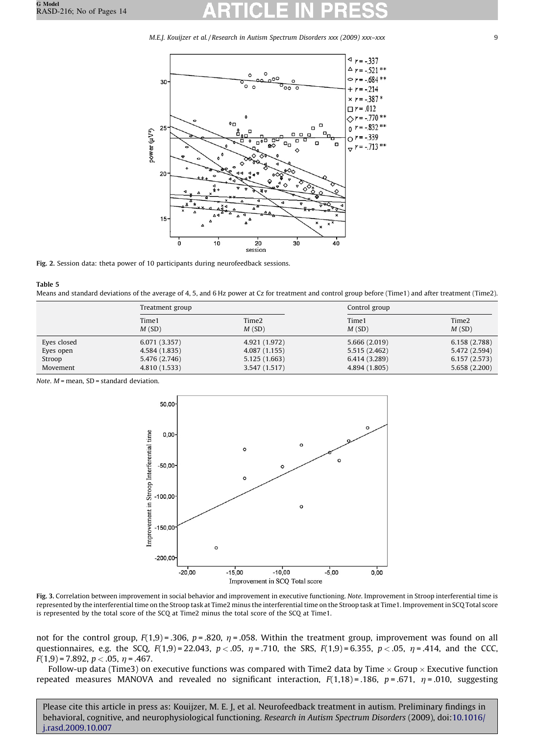Fig. 2. Session data: theta power of 10 participants during neurofeedback sessions.

**Table 5**

Means and standard deviations of the average of 4, 5, and 6 Hz power at Cz for treatment and control group before (Time1) and after treatment (Time2).

| | Treatment group | | Control group | |
|---|---|---|---|---|
| | Time1 M (SD) | Time2 M (SD) | Time1 M (SD) | Time2 M (SD) |
| Eyes closed | 6.071 (3.357) | 4.921 (1.972) | 5.666 (2.019) | 6.158 (2.788) |
| Eyes open | 4.584 (1.835) | 4.087 (1.155) | 5.515 (2.462) | 5.472 (2.594) |
| Stroop | 5.476 (2.746) | 5.125 (1.663) | 6.414 (3.289) | 6.157 (2.573) |
| Movement | 4.810 (1.533) | 3.547 (1.517) | 4.894 (1.805) | 5.658 (2.200) |

*Note.* M = mean, SD = standard deviation.

Fig. 3. Correlation between improvement in social behavior and improvement in executive functioning. *Note.* Improvement in Stroop interferential time is represented by the interferential time on the Stroop task at Time2 minus the interferential time on the Stroop task at Time1. Improvement in SCQ Total score is represented by the total score of the SCQ at Time2 minus the total score of the SCQ at Time1.

not for the control group, $F(1,9) = .306$, $p = .820$, $\eta = .058$. Within the treatment group, improvement was found on all questionnaires, e.g. the SCQ, $F(1,9) = 22.043$, $p < .05$, $\eta = .710$, the SRS, $F(1,9) = 6.355$, $p < .05$, $\eta = .414$, and the CCC, $F(1,9) = 7.892$, $p < .05$, $\eta = .467$.

Follow-up data (Time3) on executive functions was compared with Time2 data by Time $\times$ Group $\times$ Executive function repeated measures MANOVA and revealed no significant interaction, $F(1,18) = .186$, $p = .671$, $\eta = .010$, suggesting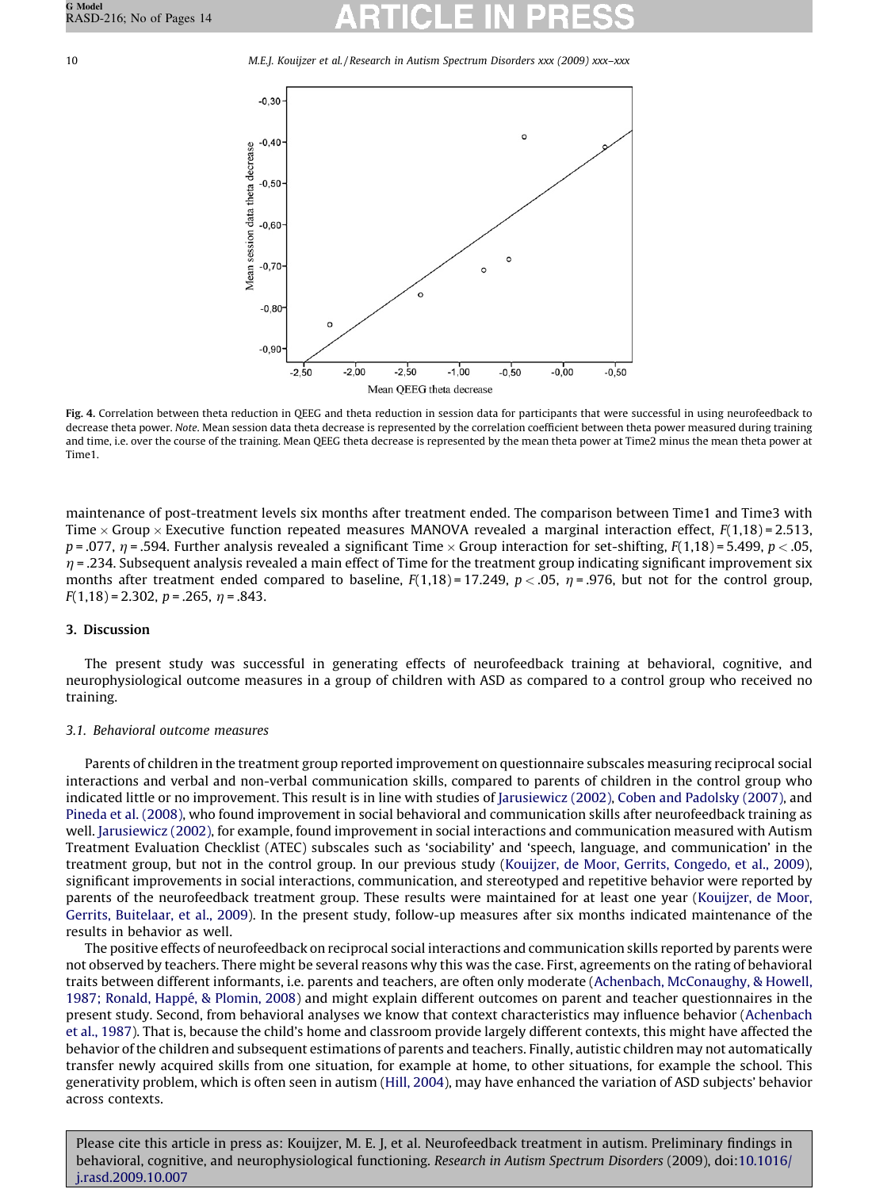Fig. 4. Correlation between theta reduction in QEEG and theta reduction in session data for participants that were successful in using neurofeedback to decrease theta power. *Note.* Mean session data theta decrease is represented by the correlation coefficient between theta power measured during training and time, i.e. over the course of the training. Mean QEEG theta decrease is represented by the mean theta power at Time2 minus the mean theta power at Time1.

maintenance of post-treatment levels six months after treatment ended. The comparison between Time1 and Time3 with Time × Group × Executive function repeated measures MANOVA revealed a marginal interaction effect, $F(1,18) = 2.513$, $p = .077$, $\eta = .594$. Further analysis revealed a significant Time × Group interaction for set-shifting, $F(1,18) = 5.499$, $p < .05$, $\eta = .234$. Subsequent analysis revealed a main effect of Time for the treatment group indicating significant improvement six months after treatment ended compared to baseline, $F(1,18) = 17.249$, $p < .05$, $\eta = .976$, but not for the control group, $F(1,18) = 2.302$, $p = .265$, $\eta = .843$.

## 3. Discussion

The present study was successful in generating effects of neurofeedback training at behavioral, cognitive, and neurophysiological outcome measures in a group of children with ASD as compared to a control group who received no training.

### 3.1. Behavioral outcome measures

Parents of children in the treatment group reported improvement on questionnaire subscales measuring reciprocal social interactions and verbal and non-verbal communication skills, compared to parents of children in the control group who indicated little or no improvement. This result is in line with studies of Jarusiewicz (2002), Coben and Padolsky (2007), and Pineda et al. (2008), who found improvement in social behavioral and communication skills after neurofeedback training as well. Jarusiewicz (2002), for example, found improvement in social interactions and communication measured with Autism Treatment Evaluation Checklist (ATEC) subscales such as 'sociability' and 'speech, language, and communication' in the treatment group, but not in the control group. In our previous study (Kouijzer, de Moor, Gerrits, Congedo, et al., 2009), significant improvements in social interactions, communication, and stereotyped and repetitive behavior were reported by parents of the neurofeedback treatment group. These results were maintained for at least one year (Kouijzer, de Moor, Gerrits, Buitelaar, et al., 2009). In the present study, follow-up measures after six months indicated maintenance of the results in behavior as well.

The positive effects of neurofeedback on reciprocal social interactions and communication skills reported by parents were not observed by teachers. There might be several reasons why this was the case. First, agreements on the rating of behavioral traits between different informants, i.e. parents and teachers, are often only moderate (Achenbach, McConaughy, & Howell, 1987; Ronald, Happé, & Plomin, 2008) and might explain different outcomes on parent and teacher questionnaires in the present study. Second, from behavioral analyses we know that context characteristics may influence behavior (Achenbach et al., 1987). That is, because the child's home and classroom provide largely different contexts, this might have affected the behavior of the children and subsequent estimations of parents and teachers. Finally, autistic children may not automatically transfer newly acquired skills from one situation, for example at home, to other situations, for example the school. This generativity problem, which is often seen in autism (Hill, 2004), may have enhanced the variation of ASD subjects' behavior across contexts.

Please cite this article in press as: Kouijzer, M. E. J, et al. Neurofeedback treatment in autism. Preliminary findings in behavioral, cognitive, and neurophysiological functioning. *Research in Autism Spectrum Disorders* (2009), doi:10.1016/j.rasd.2009.10.007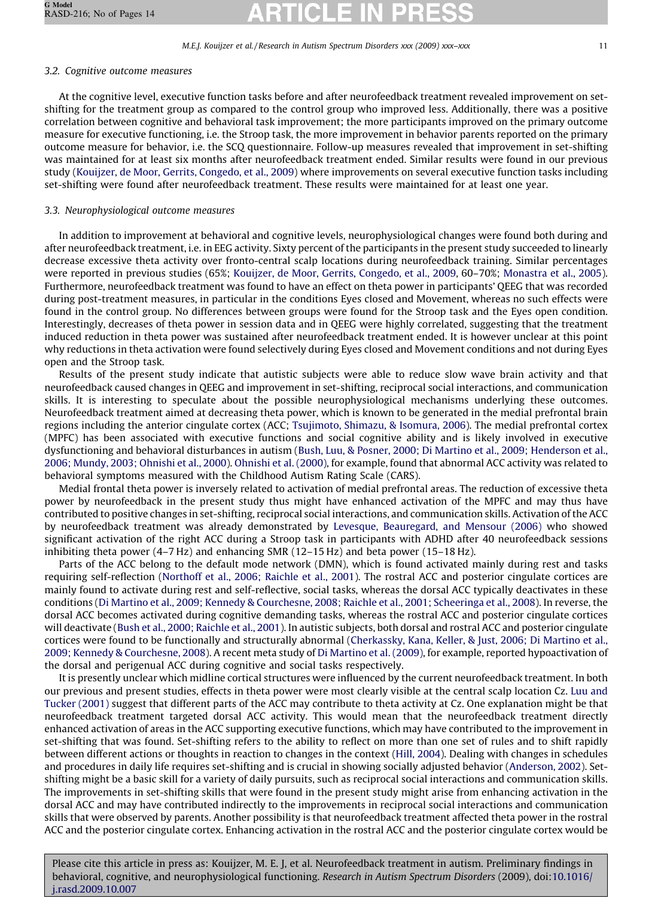### 3.2. Cognitive outcome measures

At the cognitive level, executive function tasks before and after neurofeedback treatment revealed improvement on set-shifting for the treatment group as compared to the control group who improved less. Additionally, there was a positive correlation between cognitive and behavioral task improvement; the more participants improved on the primary outcome measure for executive functioning, i.e. the Stroop task, the more improvement in behavior parents reported on the primary outcome measure for behavior, i.e. the SCQ questionnaire. Follow-up measures revealed that improvement in set-shifting was maintained for at least six months after neurofeedback treatment ended. Similar results were found in our previous study (Kouijzer, de Moor, Gerrits, Congedo, et al., 2009) where improvements on several executive function tasks including set-shifting were found after neurofeedback treatment. These results were maintained for at least one year.

### 3.3. Neurophysiological outcome measures

In addition to improvement at behavioral and cognitive levels, neurophysiological changes were found both during and after neurofeedback treatment, i.e. in EEG activity. Sixty percent of the participants in the present study succeeded to linearly decrease excessive theta activity over fronto-central scalp locations during neurofeedback training. Similar percentages were reported in previous studies (65%; Kouijzer, de Moor, Gerrits, Congedo, et al., 2009, 60–70%; Monastra et al., 2005). Furthermore, neurofeedback treatment was found to have an effect on theta power in participants' QEEG that was recorded during post-treatment measures, in particular in the conditions Eyes closed and Movement, whereas no such effects were found in the control group. No differences between groups were found for the Stroop task and the Eyes open condition. Interestingly, decreases of theta power in session data and in QEEG were highly correlated, suggesting that the treatment induced reduction in theta power was sustained after neurofeedback treatment ended. It is however unclear at this point why reductions in theta activation were found selectively during Eyes closed and Movement conditions and not during Eyes open and the Stroop task.

Results of the present study indicate that autistic subjects were able to reduce slow wave brain activity and that neurofeedback caused changes in QEEG and improvement in set-shifting, reciprocal social interactions, and communication skills. It is interesting to speculate about the possible neurophysiological mechanisms underlying these outcomes. Neurofeedback treatment aimed at decreasing theta power, which is known to be generated in the medial prefrontal brain regions including the anterior cingulate cortex (ACC; Tsujimoto, Shimazu, & Isomura, 2006). The medial prefrontal cortex (MPFC) has been associated with executive functions and social cognitive ability and is likely involved in executive dysfunctioning and behavioral disturbances in autism (Bush, Luu, & Posner, 2000; Di Martino et al., 2009; Henderson et al., 2006; Mundy, 2003; Ohnishi et al., 2000). Ohnishi et al. (2000), for example, found that abnormal ACC activity was related to behavioral symptoms measured with the Childhood Autism Rating Scale (CARS).

Medial frontal theta power is inversely related to activation of medial prefrontal areas. The reduction of excessive theta power by neurofeedback in the present study thus might have enhanced activation of the MPFC and may thus have contributed to positive changes in set-shifting, reciprocal social interactions, and communication skills. Activation of the ACC by neurofeedback treatment was already demonstrated by Levesque, Beauregard, and Mensour (2006) who showed significant activation of the right ACC during a Stroop task in participants with ADHD after 40 neurofeedback sessions inhibiting theta power (4–7 Hz) and enhancing SMR (12–15 Hz) and beta power (15–18 Hz).

Parts of the ACC belong to the default mode network (DMN), which is found activated mainly during rest and tasks requiring self-reflection (Northoff et al., 2006; Raichle et al., 2001). The rostral ACC and posterior cingulate cortices are mainly found to activate during rest and self-reflective, social tasks, whereas the dorsal ACC typically deactivates in these conditions (Di Martino et al., 2009; Kennedy & Courchesne, 2008; Raichle et al., 2001; Scheeringa et al., 2008). In reverse, the dorsal ACC becomes activated during cognitive demanding tasks, whereas the rostral ACC and posterior cingulate cortices will deactivate (Bush et al., 2000; Raichle et al., 2001). In autistic subjects, both dorsal and rostral ACC and posterior cingulate cortices were found to be functionally and structurally abnormal (Cherkassky, Kana, Keller, & Just, 2006; Di Martino et al., 2009; Kennedy & Courchesne, 2008). A recent meta study of Di Martino et al. (2009), for example, reported hypoactivation of the dorsal and perigenual ACC during cognitive and social tasks respectively.

It is presently unclear which midline cortical structures were influenced by the current neurofeedback treatment. In both our previous and present studies, effects in theta power were most clearly visible at the central scalp location Cz. Luu and Tucker (2001) suggest that different parts of the ACC may contribute to theta activity at Cz. One explanation might be that neurofeedback treatment targeted dorsal ACC activity. This would mean that the neurofeedback treatment directly enhanced activation of areas in the ACC supporting executive functions, which may have contributed to the improvement in set-shifting that was found. Set-shifting refers to the ability to reflect on more than one set of rules and to shift rapidly between different actions or thoughts in reaction to changes in the context (Hill, 2004). Dealing with changes in schedules and procedures in daily life requires set-shifting and is crucial in showing socially adjusted behavior (Anderson, 2002). Set-shifting might be a basic skill for a variety of daily pursuits, such as reciprocal social interactions and communication skills. The improvements in set-shifting skills that were found in the present study might arise from enhancing activation in the dorsal ACC and may have contributed indirectly to the improvements in reciprocal social interactions and communication skills that were observed by parents. Another possibility is that neurofeedback treatment affected theta power in the rostral ACC and the posterior cingulate cortex. Enhancing activation in the rostral ACC and the posterior cingulate cortex would be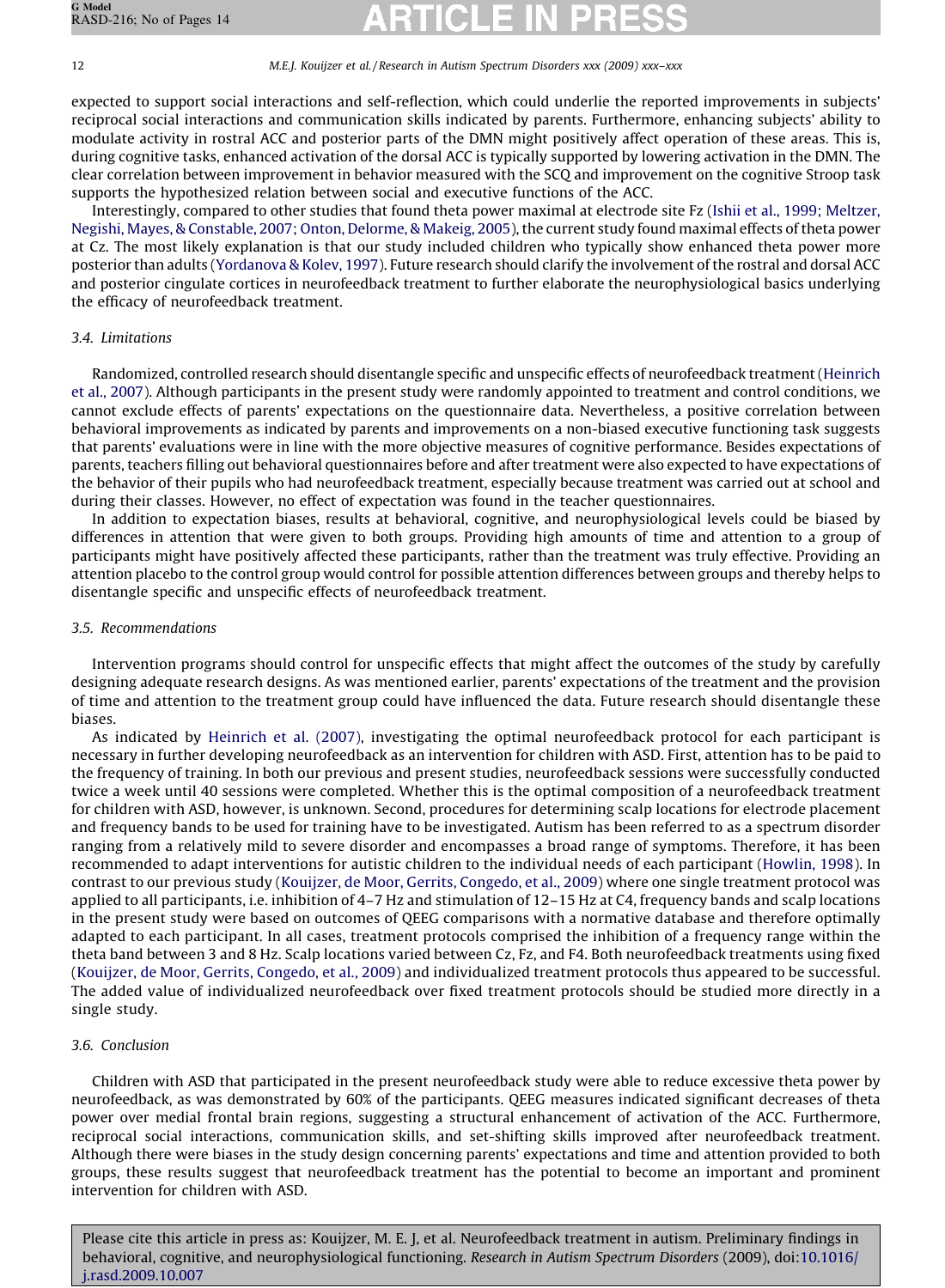expected to support social interactions and self-reflection, which could underlie the reported improvements in subjects' reciprocal social interactions and communication skills indicated by parents. Furthermore, enhancing subjects' ability to modulate activity in rostral ACC and posterior parts of the DMN might positively affect operation of these areas. This is, during cognitive tasks, enhanced activation of the dorsal ACC is typically supported by lowering activation in the DMN. The clear correlation between improvement in behavior measured with the SCQ and improvement on the cognitive Stroop task supports the hypothesized relation between social and executive functions of the ACC.

Interestingly, compared to other studies that found theta power maximal at electrode site Fz (Ishii et al., 1999; Meltzer, Negishi, Mayes, & Constable, 2007; Onton, Delorme, & Makeig, 2005), the current study found maximal effects of theta power at Cz. The most likely explanation is that our study included children who typically show enhanced theta power more posterior than adults (Yordanova & Kolev, 1997). Future research should clarify the involvement of the rostral and dorsal ACC and posterior cingulate cortices in neurofeedback treatment to further elaborate the neurophysiological basics underlying the efficacy of neurofeedback treatment.

### 3.4. Limitations

Randomized, controlled research should disentangle specific and unspecific effects of neurofeedback treatment (Heinrich et al., 2007). Although participants in the present study were randomly appointed to treatment and control conditions, we cannot exclude effects of parents' expectations on the questionnaire data. Nevertheless, a positive correlation between behavioral improvements as indicated by parents and improvements on a non-biased executive functioning task suggests that parents' evaluations were in line with the more objective measures of cognitive performance. Besides expectations of parents, teachers filling out behavioral questionnaires before and after treatment were also expected to have expectations of the behavior of their pupils who had neurofeedback treatment, especially because treatment was carried out at school and during their classes. However, no effect of expectation was found in the teacher questionnaires.

In addition to expectation biases, results at behavioral, cognitive, and neurophysiological levels could be biased by differences in attention that were given to both groups. Providing high amounts of time and attention to a group of participants might have positively affected these participants, rather than the treatment was truly effective. Providing an attention placebo to the control group would control for possible attention differences between groups and thereby helps to disentangle specific and unspecific effects of neurofeedback treatment.

### 3.5. Recommendations

Intervention programs should control for unspecific effects that might affect the outcomes of the study by carefully designing adequate research designs. As was mentioned earlier, parents' expectations of the treatment and the provision of time and attention to the treatment group could have influenced the data. Future research should disentangle these biases.

As indicated by Heinrich et al. (2007), investigating the optimal neurofeedback protocol for each participant is necessary in further developing neurofeedback as an intervention for children with ASD. First, attention has to be paid to the frequency of training. In both our previous and present studies, neurofeedback sessions were successfully conducted twice a week until 40 sessions were completed. Whether this is the optimal composition of a neurofeedback treatment for children with ASD, however, is unknown. Second, procedures for determining scalp locations for electrode placement and frequency bands to be used for training have to be investigated. Autism has been referred to as a spectrum disorder ranging from a relatively mild to severe disorder and encompasses a broad range of symptoms. Therefore, it has been recommended to adapt interventions for autistic children to the individual needs of each participant (Howlin, 1998). In contrast to our previous study (Kouijzer, de Moor, Gerrits, Congedo, et al., 2009) where one single treatment protocol was applied to all participants, i.e. inhibition of 4–7 Hz and stimulation of 12–15 Hz at C4, frequency bands and scalp locations in the present study were based on outcomes of QEEG comparisons with a normative database and therefore optimally adapted to each participant. In all cases, treatment protocols comprised the inhibition of a frequency range within the theta band between 3 and 8 Hz. Scalp locations varied between Cz, Fz, and F4. Both neurofeedback treatments using fixed (Kouijzer, de Moor, Gerrits, Congedo, et al., 2009) and individualized treatment protocols thus appeared to be successful. The added value of individualized neurofeedback over fixed treatment protocols should be studied more directly in a single study.

### 3.6. Conclusion

Children with ASD that participated in the present neurofeedback study were able to reduce excessive theta power by neurofeedback, as was demonstrated by 60% of the participants. QEEG measures indicated significant decreases of theta power over medial frontal brain regions, suggesting a structural enhancement of activation of the ACC. Furthermore, reciprocal social interactions, communication skills, and set-shifting skills improved after neurofeedback treatment. Although there were biases in the study design concerning parents' expectations and time and attention provided to both groups, these results suggest that neurofeedback treatment has the potential to become an important and prominent intervention for children with ASD.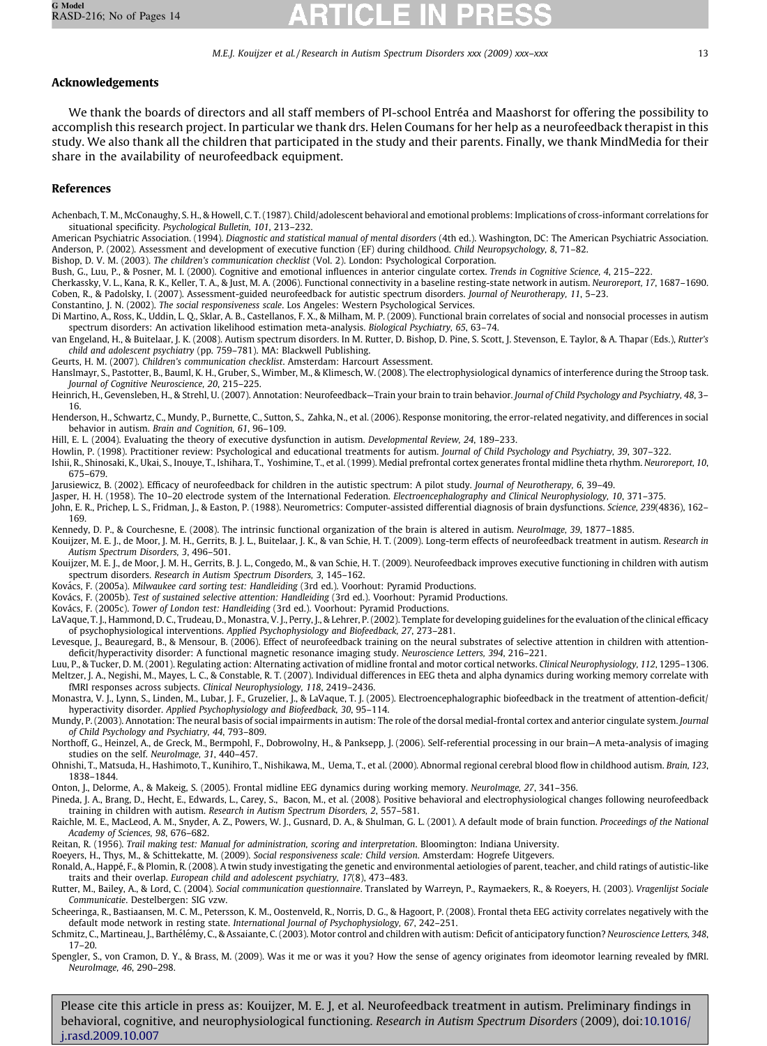## Acknowledgements

We thank the boards of directors and all staff members of PI-school Entréa and Maashorst for offering the possibility to accomplish this research project. In particular we thank drs. Helen Coumans for her help as a neurofeedback therapist in this study. We also thank all the children that participated in the study and their parents. Finally, we thank MindMedia for their share in the availability of neurofeedback equipment.

## References

Achenbach, T. M., McConaughy, S. H., & Howell, C. T. (1987). Child/adolescent behavioral and emotional problems: Implications of cross-informant correlations for situational specificity. *Psychological Bulletin, 101*, 213–232.

American Psychiatric Association. (1994). *Diagnostic and statistical manual of mental disorders* (4th ed.). Washington, DC: The American Psychiatric Association.

Anderson, P. (2002). Assessment and development of executive function (EF) during childhood. *Child Neuropsychology, 8*, 71–82.

Bishop, D. V. M. (2003). *The children's communication checklist* (Vol. 2). London: Psychological Corporation.

Bush, G., Luu, P., & Posner, M. I. (2000). Cognitive and emotional influences in anterior cingulate cortex. *Trends in Cognitive Science, 4*, 215–222.

Cherkassky, V. L., Kana, R. K., Keller, T. A., & Just, M. A. (2006). Functional connectivity in a baseline resting-state network in autism. *Neuroreport, 17*, 1687–1690.

Coben, R., & Padolsky, I. (2007). Assessment-guided neurofeedback for autistic spectrum disorders. *Journal of Neurotherapy, 11*, 5–23.

Constantino, J. N. (2002). *The social responsiveness scale*. Los Angeles: Western Psychological Services.

Di Martino, A., Ross, K., Uddin, L. Q., Sklar, A. B., Castellanos, F. X., & Milham, M. P. (2009). Functional brain correlates of social and nonsocial processes in autism spectrum disorders: An activation likelihood estimation meta-analysis. *Biological Psychiatry, 65*, 63–74.

van Engeland, H., & Buitelaar, J. K. (2008). Autism spectrum disorders. In M. Rutter, D. Bishop, D. Pine, S. Scott, J. Stevenson, E. Taylor, & A. Thapar (Eds.), *Rutter's child and adolescent psychiatry* (pp. 759–781). MA: Blackwell Publishing.

Geurts, H. M. (2007). *Children's communication checklist*. Amsterdam: Harcourt Assessment.

Hanslmayr, S., Pastotter, B., Bauml, K. H., Gruber, S., Wimber, M., & Klimesch, W. (2008). The electrophysiological dynamics of interference during the Stroop task. *Journal of Cognitive Neuroscience, 20*, 215–225.

Heinrich, H., Gevensleben, H., & Strehl, U. (2007). Annotation: Neurofeedback—Train your brain to train behavior. *Journal of Child Psychology and Psychiatry, 48*, 3–16.

Henderson, H., Schwartz, C., Mundy, P., Burnette, C., Sutton, S., Zahka, N., et al. (2006). Response monitoring, the error-related negativity, and differences in social behavior in autism. *Brain and Cognition, 61*, 96–109.

Hill, E. L. (2004). Evaluating the theory of executive dysfunction in autism. *Developmental Review, 24*, 189–233.

Howlin, P. (1998). Practitioner review: Psychological and educational treatments for autism. *Journal of Child Psychology and Psychiatry, 39*, 307–322.

Ishii, R., Shinosaki, K., Ukai, S., Inouye, T., Ishihara, T., Yoshimine, T., et al. (1999). Medial prefrontal cortex generates frontal midline theta rhythm. *Neuroreport, 10*, 675–679.

Jarusiewicz, B. (2002). Efficacy of neurofeedback for children in the autistic spectrum: A pilot study. *Journal of Neurotherapy, 6*, 39–49.

Jasper, H. H. (1958). The 10–20 electrode system of the International Federation. *Electroencephalography and Clinical Neurophysiology, 10*, 371–375.

John, E. R., Prichep, L. S., Fridman, J., & Easton, P. (1988). Neurometrics: Computer-assisted differential diagnosis of brain dysfunctions. *Science, 239*(4836), 162–169.

Kennedy, D. P., & Courchesne, E. (2008). The intrinsic functional organization of the brain is altered in autism. *NeuroImage, 39*, 1877–1885.

Kouijzer, M. E. J., de Moor, J. M. H., Gerrits, B. J. L., Buitelaar, J. K., & van Schie, H. T. (2009). Long-term effects of neurofeedback treatment in autism. *Research in Autism Spectrum Disorders, 3*, 496–501.

Kouijzer, M. E. J., de Moor, J. M. H., Gerrits, B. J. L., Congedo, M., & van Schie, H. T. (2009). Neurofeedback improves executive functioning in children with autism spectrum disorders. *Research in Autism Spectrum Disorders, 3*, 145–162.

Kovács, F. (2005a). *Milwaukee card sorting test: Handleiding* (3rd ed.). Voorhout: Pyramid Productions.

Kovács, F. (2005b). *Test of sustained selective attention: Handleiding* (3rd ed.). Voorhout: Pyramid Productions.

Kovács, F. (2005c). *Tower of London test: Handleiding* (3rd ed.). Voorhout: Pyramid Productions.

LaVaque, T. J., Hammond, D. C., Trudeau, D., Monastra, V. J., Perry, J., & Lehrer, P. (2002). Template for developing guidelines for the evaluation of the clinical efficacy of psychophysiological interventions. *Applied Psychophysiology and Biofeedback, 27*, 273–281.

Levesque, J., Beauregard, B., & Mensour, B. (2006). Effect of neurofeedback training on the neural substrates of selective attention in children with attention-deficit/hyperactivity disorder: A functional magnetic resonance imaging study. *Neuroscience Letters, 394*, 216–221.

Luu, P., & Tucker, D. M. (2001). Regulating action: Alternating activation of midline frontal and motor cortical networks. *Clinical Neurophysiology, 112*, 1295–1306.

Meltzer, J. A., Negishi, M., Mayes, L. C., & Constable, R. T. (2007). Individual differences in EEG theta and alpha dynamics during working memory correlate with fMRI responses across subjects. *Clinical Neurophysiology, 118*, 2419–2436.

Monastra, V. J., Lynn, S., Linden, M., Lubar, J. F., Gruzelier, J., & LaVaque, T. J. (2005). Electroencephalographic biofeedback in the treatment of attention-deficit/hyperactivity disorder. *Applied Psychophysiology and Biofeedback, 30*, 95–114.

Mundy, P. (2003). Annotation: The neural basis of social impairments in autism: The role of the dorsal medial-frontal cortex and anterior cingulate system. *Journal of Child Psychology and Psychiatry, 44*, 793–809.

Northoff, G., Heinzel, A., de Greck, M., Bermpohl, F., Dobrowolny, H., & Panksepp, J. (2006). Self-referential processing in our brain—A meta-analysis of imaging studies on the self. *NeuroImage, 31*, 440–457.

Ohnishi, T., Matsuda, H., Hashimoto, T., Kunihiro, T., Nishikawa, M., Uema, T., et al. (2000). Abnormal regional cerebral blood flow in childhood autism. *Brain, 123*, 1838–1844.

Onton, J., Delorme, A., & Makeig, S. (2005). Frontal midline EEG dynamics during working memory. *NeuroImage, 27*, 341–356.

Pineda, J. A., Brang, D., Hecht, E., Edwards, L., Carey, S., Bacon, M., et al. (2008). Positive behavioral and electrophysiological changes following neurofeedback training in children with autism. *Research in Autism Spectrum Disorders, 2*, 557–581.

Raichle, M. E., MacLeod, A. M., Snyder, A. Z., Powers, W. J., Gusnard, D. A., & Shulman, G. L. (2001). A default mode of brain function. *Proceedings of the National Academy of Sciences, 98*, 676–682.

Reitan, R. (1956). *Trail making test: Manual for administration, scoring and interpretation*. Bloomington: Indiana University.

Roeyers, H., Thys, M., & Schittekatte, M. (2009). *Social responsiveness scale: Child version*. Amsterdam: Hogrefe Uitgevers.

Ronald, A., Happé, F., & Plomin, R. (2008). A twin study investigating the genetic and environmental aetiologies of parent, teacher, and child ratings of autistic-like traits and their overlap. *European child and adolescent psychiatry, 17*(8), 473–483.

Rutter, M., Bailey, A., & Lord, C. (2004). *Social communication questionnaire*. Translated by Warreyn, P., Raymaekers, R., & Roeyers, H. (2003). *Vragenlijst Sociale Communicatie*. Destelbergen: SIG vzw.

Scheeringa, R., Bastiaansen, M. C. M., Petersson, K. M., Oostenveld, R., Norris, D. G., & Hagoort, P. (2008). Frontal theta EEG activity correlates negatively with the default mode network in resting state. *International Journal of Psychophysiology, 67*, 242–251.

Schmitz, C., Martineau, J., Barthélémy, C., & Assaiante, C. (2003). Motor control and children with autism: Deficit of anticipatory function? *Neuroscience Letters, 348*, 17–20.

Spengler, S., von Cramon, D. Y., & Brass, M. (2009). Was it me or was it you? How the sense of agency originates from ideomotor learning revealed by fMRI. *NeuroImage, 46*, 290–298.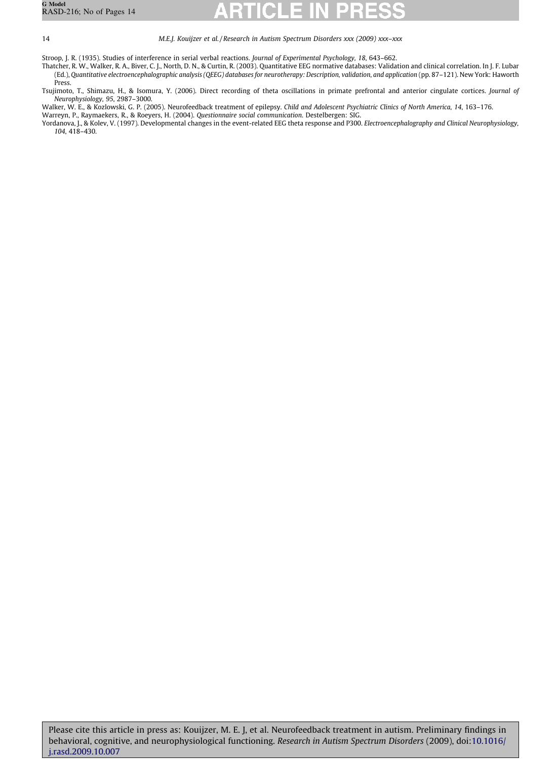Stroop, J. R. (1935). Studies of interference in serial verbal reactions. *Journal of Experimental Psychology, 18*, 643–662.

Thatcher, R. W., Walker, R. A., Biver, C. J., North, D. N., & Curtin, R. (2003). Quantitative EEG normative databases: Validation and clinical correlation. In J. F. Lubar (Ed.), *Quantitative electroencephalographic analysis (QEEG) databases for neurotherapy: Description, validation, and application* (pp. 87–121). New York: Haworth Press.

Tsujimoto, T., Shimazu, H., & Isomura, Y. (2006). Direct recording of theta oscillations in primate prefrontal and anterior cingulate cortices. *Journal of Neurophysiology, 95*, 2987–3000.

Walker, W. E., & Kozlowski, G. P. (2005). Neurofeedback treatment of epilepsy. *Child and Adolescent Psychiatric Clinics of North America, 14*, 163–176.

Warreyn, P., Raymaekers, R., & Roeyers, H. (2004). *Questionnaire social communication*. Destelbergen: SIG.

Yordanova, J., & Kolev, V. (1997). Developmental changes in the event-related EEG theta response and P300. *Electroencephalography and Clinical Neurophysiology, 104*, 418–430.

Please cite this article in press as: Kouijzer, M. E. J, et al. Neurofeedback treatment in autism. Preliminary findings in behavioral, cognitive, and neurophysiological functioning. *Research in Autism Spectrum Disorders* (2009), doi:10.1016/j.rasd.2009.10.007